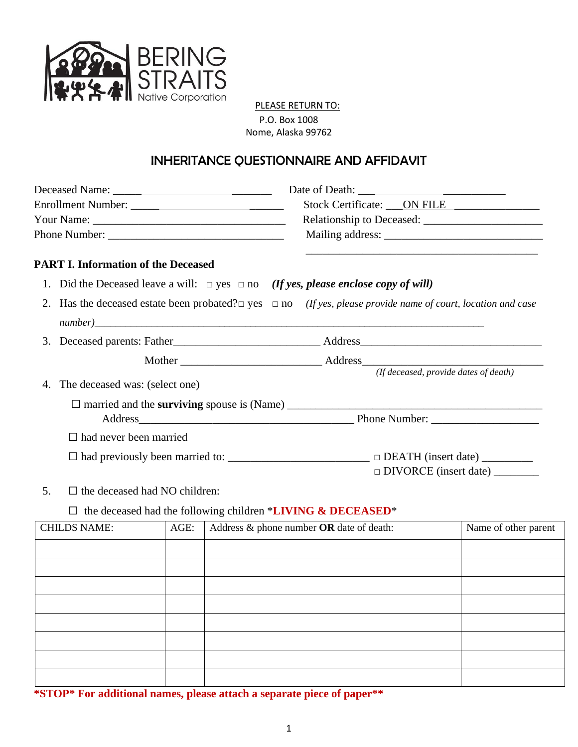BERING STRAITS Native Corporation

PLEASE RETURN TO:
P.O. Box 1008
Nome, Alaska 99762

# INHERITANCE QUESTIONNAIRE AND AFFIDAVIT

Deceased Name: ______________________________ Date of Death: ______________________________

Enrollment Number: ______________________________ Stock Certificate: ___ON FILE_______________

Your Name: ______________________________ Relationship to Deceased: ______________________________

Phone Number: ______________________________ Mailing address: ______________________________

______________________________________________

## PART I. Information of the Deceased

1. Did the Deceased leave a will: □ yes □ no ***(If yes, please enclose copy of will)***
2. Has the deceased estate been probated? □ yes □ no *(If yes, please provide name of court, location and case number)*______________________________________________
3. Deceased parents: Father______________________________ Address______________________________

   Mother ______________________________ Address______________________________
   *(If deceased, provide dates of death)*
4. The deceased was: (select one)

   ☐ married and the **surviving** spouse is (Name) ______________________________
   Address______________________________ Phone Number: ______________________________

   ☐ had never been married

   ☐ had previously been married to: ______________________________ □ DEATH (insert date) _________
   □ DIVORCE (insert date) ________
5. ☐ the deceased had NO children:

   ☐ the deceased had the following children ***LIVING & DECEASED***

| CHILDS NAME: | AGE: | Address & phone number **OR** date of death: | Name of other parent |
|---|---|---|---|
| | | | |
| | | | |
| | | | |
| | | | |
| | | | |
| | | | |
| | | | |
| | | | |

***STOP* For additional names, please attach a separate piece of paper****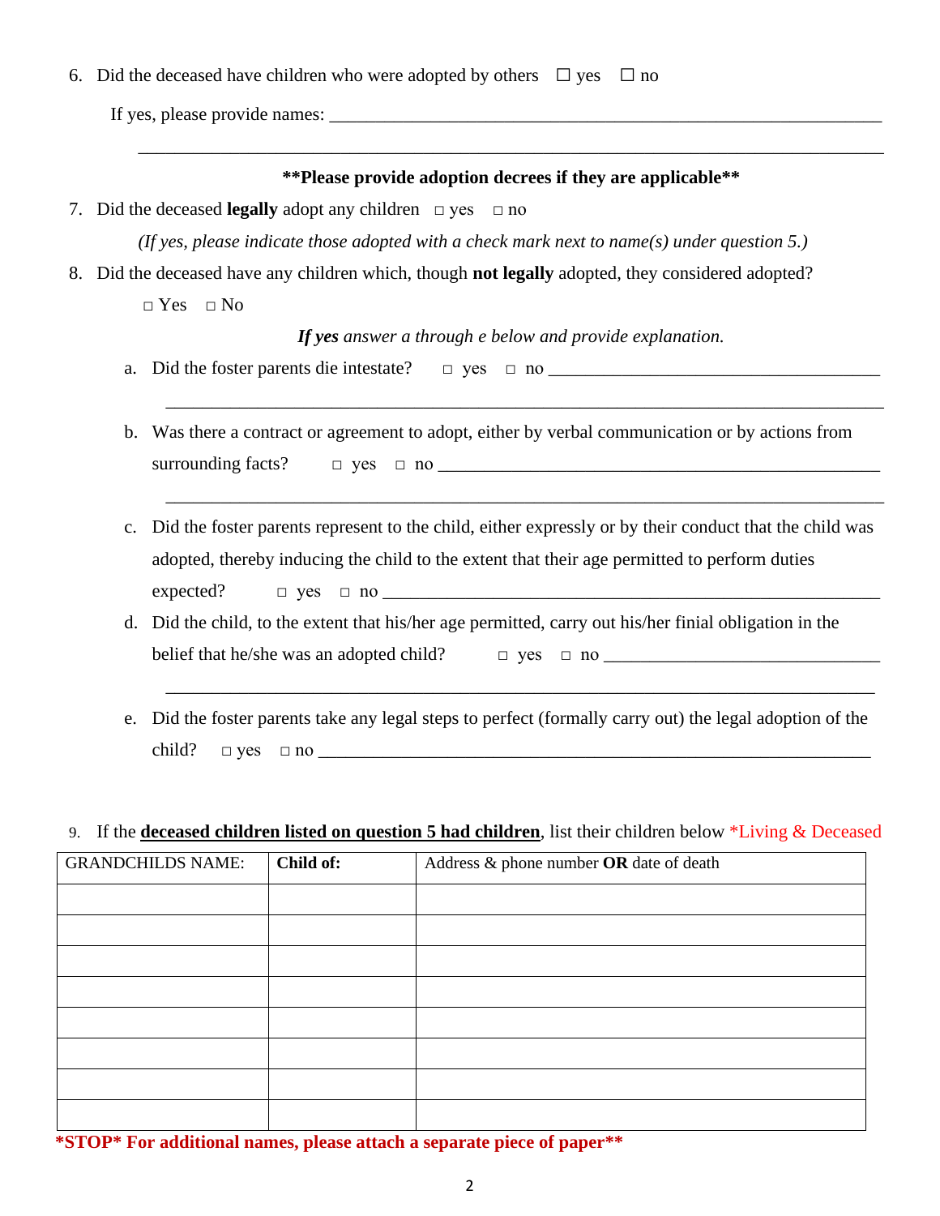6. Did the deceased have children who were adopted by others ☐ yes ☐ no

   If yes, please provide names: ___________________________________________________________

   ___________________________________________________________________________________

**\*\*Please provide adoption decrees if they are applicable\*\***

7. Did the deceased **legally** adopt any children □ yes □ no

   *(If yes, please indicate those adopted with a check mark next to name(s) under question 5.)*

8. Did the deceased have any children which, though **not legally** adopted, they considered adopted?

   □ Yes □ No

   ***If yes** answer a through e below and provide explanation.*

   a. Did the foster parents die intestate? □ yes □ no ____________________________________

      ___________________________________________________________________________

   b. Was there a contract or agreement to adopt, either by verbal communication or by actions from surrounding facts? □ yes □ no ______________________________________________

      ___________________________________________________________________________

   c. Did the foster parents represent to the child, either expressly or by their conduct that the child was adopted, thereby inducing the child to the extent that their age permitted to perform duties expected? □ yes □ no ____________________________________________________

   d. Did the child, to the extent that his/her age permitted, carry out his/her finial obligation in the belief that he/she was an adopted child? □ yes □ no ______________________________

      ___________________________________________________________________________

   e. Did the foster parents take any legal steps to perfect (formally carry out) the legal adoption of the child? □ yes □ no _____________________________________________________________

9. If the **<u>deceased children listed on question 5 had children</u>**, list their children below *Living & Deceased

| GRANDCHILDS NAME: | **Child of:** | Address & phone number **OR** date of death |
|---|---|---|
| | | |
| | | |
| | | |
| | | |
| | | |
| | | |
| | | |
| | | |

**\*STOP\* For additional names, please attach a separate piece of paper\*\***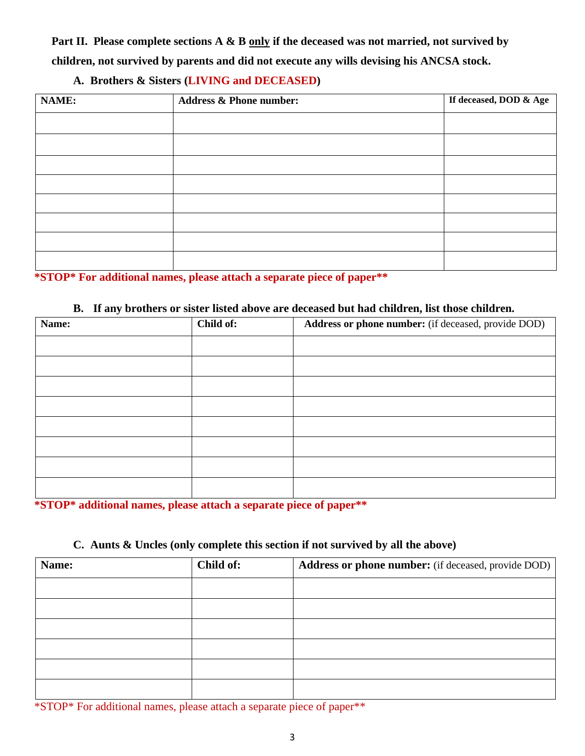**Part II. Please complete sections A & B only if the deceased was not married, not survived by children, not survived by parents and did not execute any wills devising his ANCSA stock.**

**A. Brothers & Sisters (LIVING and DECEASED)**

| NAME: | Address & Phone number: | If deceased, DOD & Age |
|---|---|---|
| | | |
| | | |
| | | |
| | | |
| | | |
| | | |
| | | |
| | | |

**\*STOP\* For additional names, please attach a separate piece of paper\*\***

**B. If any brothers or sister listed above are deceased but had children, list those children.**

| Name: | Child of: | **Address or phone number:** (if deceased, provide DOD) |
|---|---|---|
| | | |
| | | |
| | | |
| | | |
| | | |
| | | |
| | | |
| | | |

**\*STOP\* additional names, please attach a separate piece of paper\*\***

**C. Aunts & Uncles (only complete this section if not survived by all the above)**

| Name: | Child of: | **Address or phone number:** (if deceased, provide DOD) |
|---|---|---|
| | | |
| | | |
| | | |
| | | |
| | | |
| | | |

\*STOP\* For additional names, please attach a separate piece of paper\*\*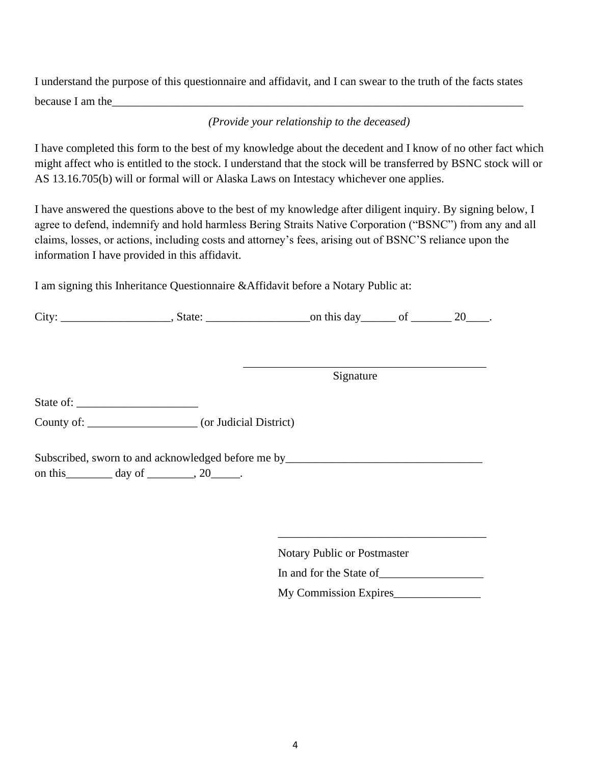I understand the purpose of this questionnaire and affidavit, and I can swear to the truth of the facts states because I am the___________________________________________________________________________

*(Provide your relationship to the deceased)*

I have completed this form to the best of my knowledge about the decedent and I know of no other fact which might affect who is entitled to the stock. I understand that the stock will be transferred by BSNC stock will or AS 13.16.705(b) will or formal will or Alaska Laws on Intestacy whichever one applies.

I have answered the questions above to the best of my knowledge after diligent inquiry. By signing below, I agree to defend, indemnify and hold harmless Bering Straits Native Corporation ("BSNC") from any and all claims, losses, or actions, including costs and attorney's fees, arising out of BSNC'S reliance upon the information I have provided in this affidavit.

I am signing this Inheritance Questionnaire &Affidavit before a Notary Public at:

City: ___________________, State: __________________on this day______ of _______ 20____.

_____________________________________________

Signature

State of: _____________________

County of: ___________________ (or Judicial District)

Subscribed, sworn to and acknowledged before me by__________________________________
on this________ day of ________, 20_____.

____________________________________

Notary Public or Postmaster

In and for the State of__________________

My Commission Expires_______________